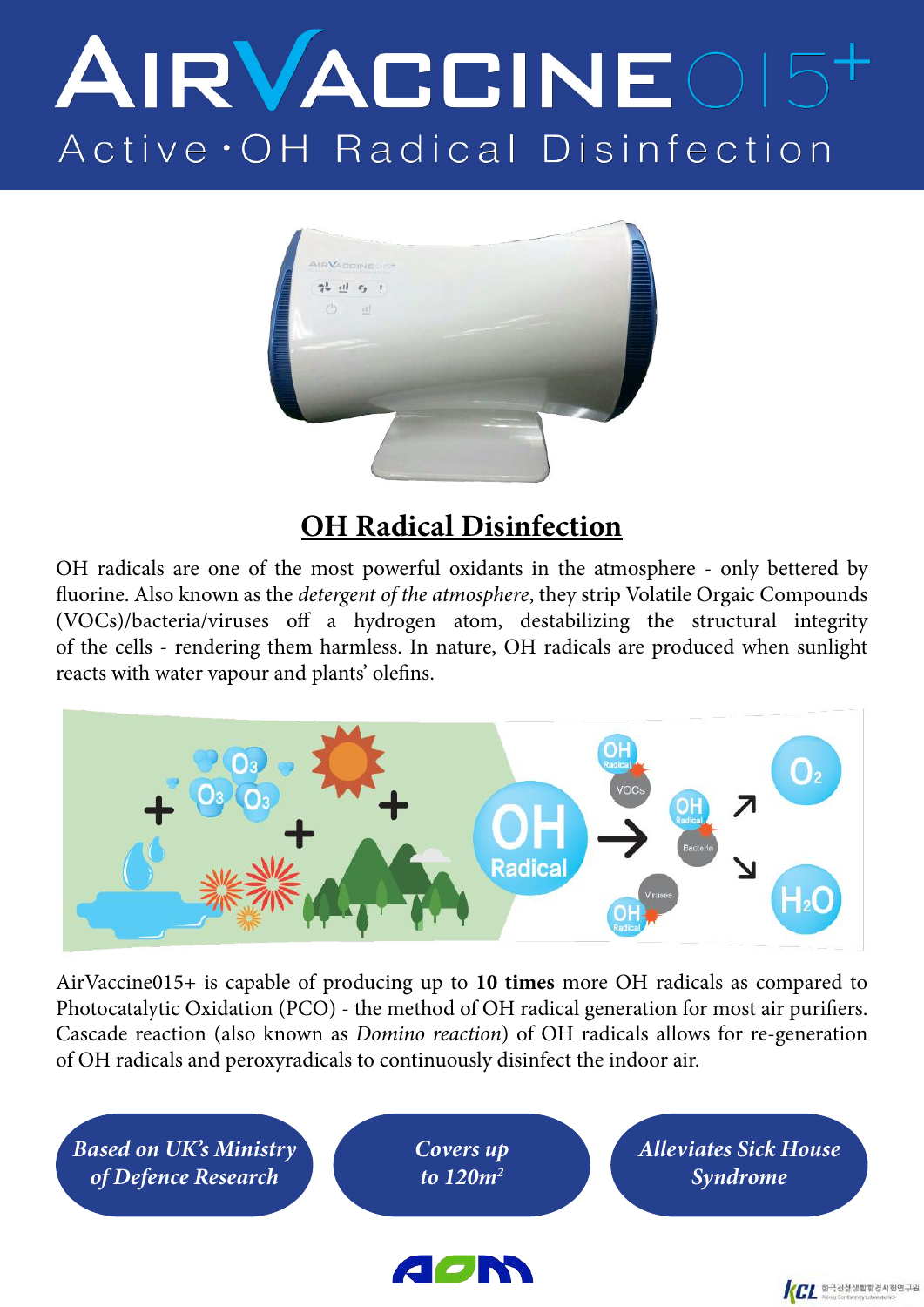# AIRVACCINE015+

Active ·OH Radical Disinfection

## OH Radical Disinfection

OH radicals are one of the most powerful oxidants in the atmosphere - only bettered by fluorine. Also known as the *detergent of the atmosphere*, they strip Volatile Orgaic Compounds (VOCs)/bacteria/viruses off a hydrogen atom, destabilizing the structural integrity of the cells - rendering them harmless. In nature, OH radicals are produced when sunlight reacts with water vapour and plants' olefins.

AirVaccine015+ is capable of producing up to **10 times** more OH radicals as compared to Photocatalytic Oxidation (PCO) - the method of OH radical generation for most air purifiers. Cascade reaction (also known as *Domino reaction*) of OH radicals allows for re-generation of OH radicals and peroxyradicals to continuously disinfect the indoor air.

***Based on UK's Ministry of Defence Research***

***Covers up to $120m^2$***

***Alleviates Sick House Syndrome***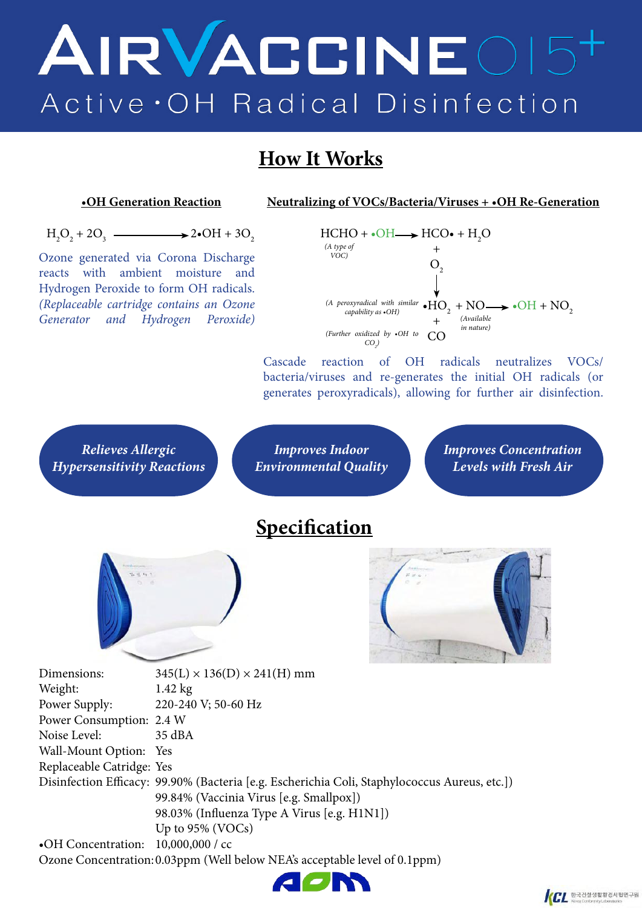# AIRVACCINE O15+

Active •OH Radical Disinfection

## How It Works

### •OH Generation Reaction

$$H_2O_2 + 2O_3 \longrightarrow 2{\bullet}OH + 3O_2$$

Ozone generated via Corona Discharge reacts with ambient moisture and Hydrogen Peroxide to form OH radicals. *(Replaceable cartridge contains an Ozone Generator and Hydrogen Peroxide)*

### Neutralizing of VOCs/Bacteria/Viruses + •OH Re-Generation

$HCHO + {\bullet}OH \longrightarrow HCO{\bullet} + H_2O$

*(A type of VOC)*

$+ O_2$

$\downarrow$

*(A peroxyradical with similar capability as •OH)* ${\bullet}HO_2 + NO \longrightarrow {\bullet}OH + NO_2$ *(Available in nature)*

$+ CO$ *(Further oxidized by •OH to $CO_2$)*

Cascade reaction of OH radicals neutralizes VOCs/ bacteria/viruses and re-generates the initial OH radicals (or generates peroxyradicals), allowing for further air disinfection.

***Relieves Allergic Hypersensitivity Reactions***

***Improves Indoor Environmental Quality***

***Improves Concentration Levels with Fresh Air***

## Specification

| | |
|---|---|
| Dimensions: | 345(L) × 136(D) × 241(H) mm |
| Weight: | 1.42 kg |
| Power Supply: | 220-240 V; 50-60 Hz |
| Power Consumption: | 2.4 W |
| Noise Level: | 35 dBA |
| Wall-Mount Option: | Yes |
| Replaceable Catridge: | Yes |
| Disinfection Efficacy: | 99.90% (Bacteria [e.g. Escherichia Coli, Staphylococcus Aureus, etc.]) |
| | 99.84% (Vaccinia Virus [e.g. Smallpox]) |
| | 98.03% (Influenza Type A Virus [e.g. H1N1]) |
| | Up to 95% (VOCs) |
| •OH Concentration: | 10,000,000 / cc |
| Ozone Concentration: | 0.03ppm (Well below NEA's acceptable level of 0.1ppm) |

AOM

KCL 한국건설생활환경시험연구원